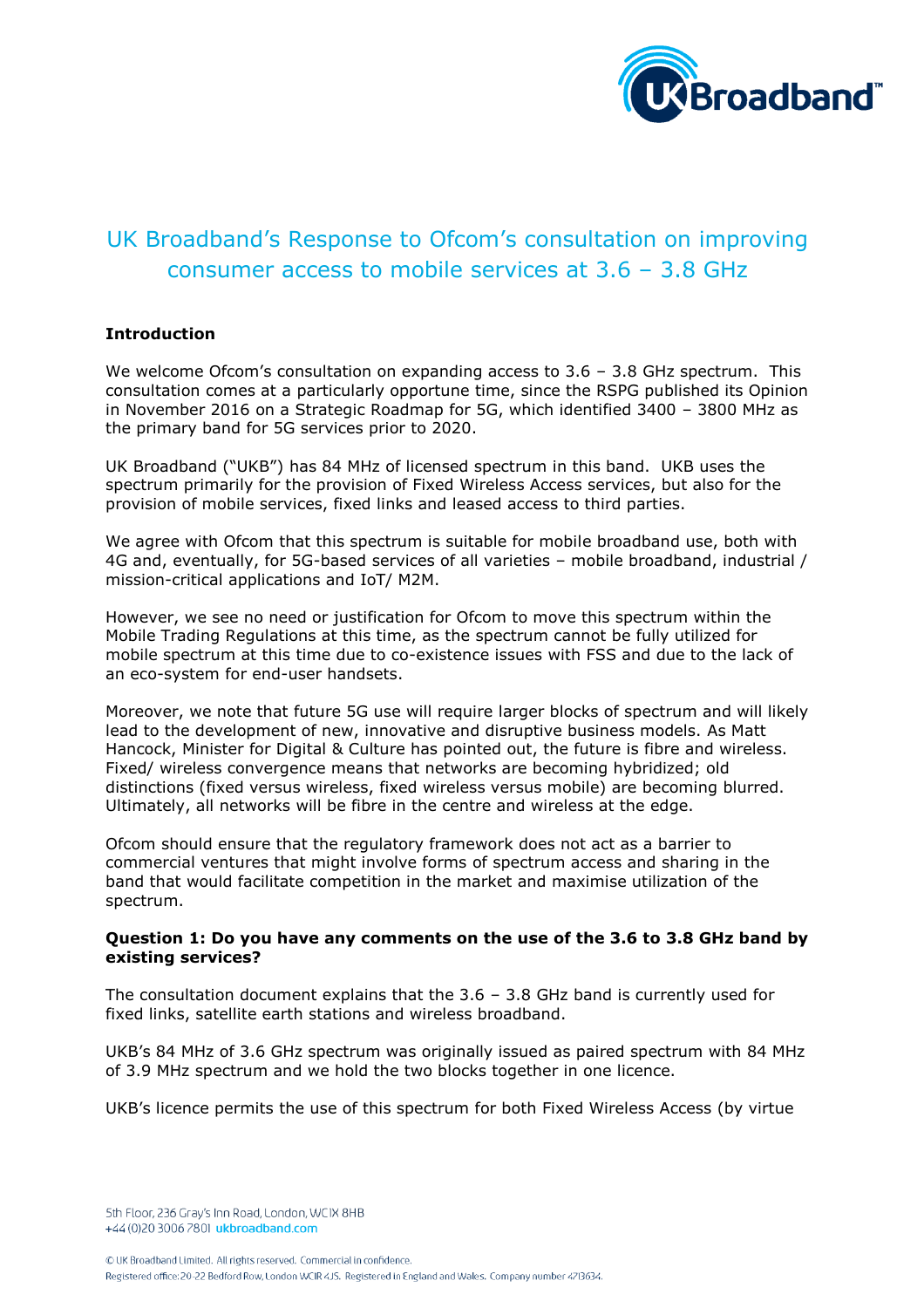# UK Broadband's Response to Ofcom's consultation on improving consumer access to mobile services at 3.6 – 3.8 GHz

## Introduction

We welcome Ofcom's consultation on expanding access to 3.6 – 3.8 GHz spectrum. This consultation comes at a particularly opportune time, since the RSPG published its Opinion in November 2016 on a Strategic Roadmap for 5G, which identified 3400 – 3800 MHz as the primary band for 5G services prior to 2020.

UK Broadband ("UKB") has 84 MHz of licensed spectrum in this band. UKB uses the spectrum primarily for the provision of Fixed Wireless Access services, but also for the provision of mobile services, fixed links and leased access to third parties.

We agree with Ofcom that this spectrum is suitable for mobile broadband use, both with 4G and, eventually, for 5G-based services of all varieties – mobile broadband, industrial / mission-critical applications and IoT/ M2M.

However, we see no need or justification for Ofcom to move this spectrum within the Mobile Trading Regulations at this time, as the spectrum cannot be fully utilized for mobile spectrum at this time due to co-existence issues with FSS and due to the lack of an eco-system for end-user handsets.

Moreover, we note that future 5G use will require larger blocks of spectrum and will likely lead to the development of new, innovative and disruptive business models. As Matt Hancock, Minister for Digital & Culture has pointed out, the future is fibre and wireless. Fixed/ wireless convergence means that networks are becoming hybridized; old distinctions (fixed versus wireless, fixed wireless versus mobile) are becoming blurred. Ultimately, all networks will be fibre in the centre and wireless at the edge.

Ofcom should ensure that the regulatory framework does not act as a barrier to commercial ventures that might involve forms of spectrum access and sharing in the band that would facilitate competition in the market and maximise utilization of the spectrum.

**Question 1: Do you have any comments on the use of the 3.6 to 3.8 GHz band by existing services?**

The consultation document explains that the 3.6 – 3.8 GHz band is currently used for fixed links, satellite earth stations and wireless broadband.

UKB's 84 MHz of 3.6 GHz spectrum was originally issued as paired spectrum with 84 MHz of 3.9 MHz spectrum and we hold the two blocks together in one licence.

UKB's licence permits the use of this spectrum for both Fixed Wireless Access (by virtue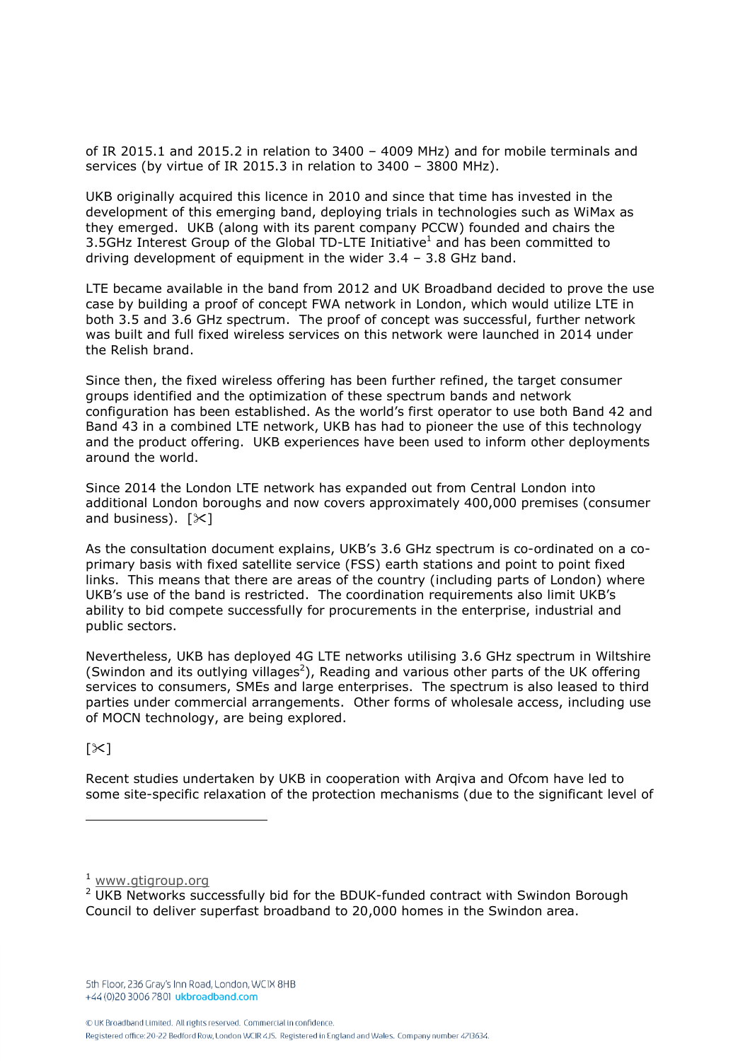of IR 2015.1 and 2015.2 in relation to 3400 – 4009 MHz) and for mobile terminals and services (by virtue of IR 2015.3 in relation to 3400 – 3800 MHz).

UKB originally acquired this licence in 2010 and since that time has invested in the development of this emerging band, deploying trials in technologies such as WiMax as they emerged. UKB (along with its parent company PCCW) founded and chairs the 3.5GHz Interest Group of the Global TD-LTE Initiative[1] and has been committed to driving development of equipment in the wider 3.4 – 3.8 GHz band.

LTE became available in the band from 2012 and UK Broadband decided to prove the use case by building a proof of concept FWA network in London, which would utilize LTE in both 3.5 and 3.6 GHz spectrum. The proof of concept was successful, further network was built and full fixed wireless services on this network were launched in 2014 under the Relish brand.

Since then, the fixed wireless offering has been further refined, the target consumer groups identified and the optimization of these spectrum bands and network configuration has been established. As the world's first operator to use both Band 42 and Band 43 in a combined LTE network, UKB has had to pioneer the use of this technology and the product offering. UKB experiences have been used to inform other deployments around the world.

Since 2014 the London LTE network has expanded out from Central London into additional London boroughs and now covers approximately 400,000 premises (consumer and business). [✂]

As the consultation document explains, UKB's 3.6 GHz spectrum is co-ordinated on a co-primary basis with fixed satellite service (FSS) earth stations and point to point fixed links. This means that there are areas of the country (including parts of London) where UKB's use of the band is restricted. The coordination requirements also limit UKB's ability to bid compete successfully for procurements in the enterprise, industrial and public sectors.

Nevertheless, UKB has deployed 4G LTE networks utilising 3.6 GHz spectrum in Wiltshire (Swindon and its outlying villages[2]), Reading and various other parts of the UK offering services to consumers, SMEs and large enterprises. The spectrum is also leased to third parties under commercial arrangements. Other forms of wholesale access, including use of MOCN technology, are being explored.

[✂]

Recent studies undertaken by UKB in cooperation with Arqiva and Ofcom have led to some site-specific relaxation of the protection mechanisms (due to the significant level of

---

[1] www.gtigroup.org

[2] UKB Networks successfully bid for the BDUK-funded contract with Swindon Borough Council to deliver superfast broadband to 20,000 homes in the Swindon area.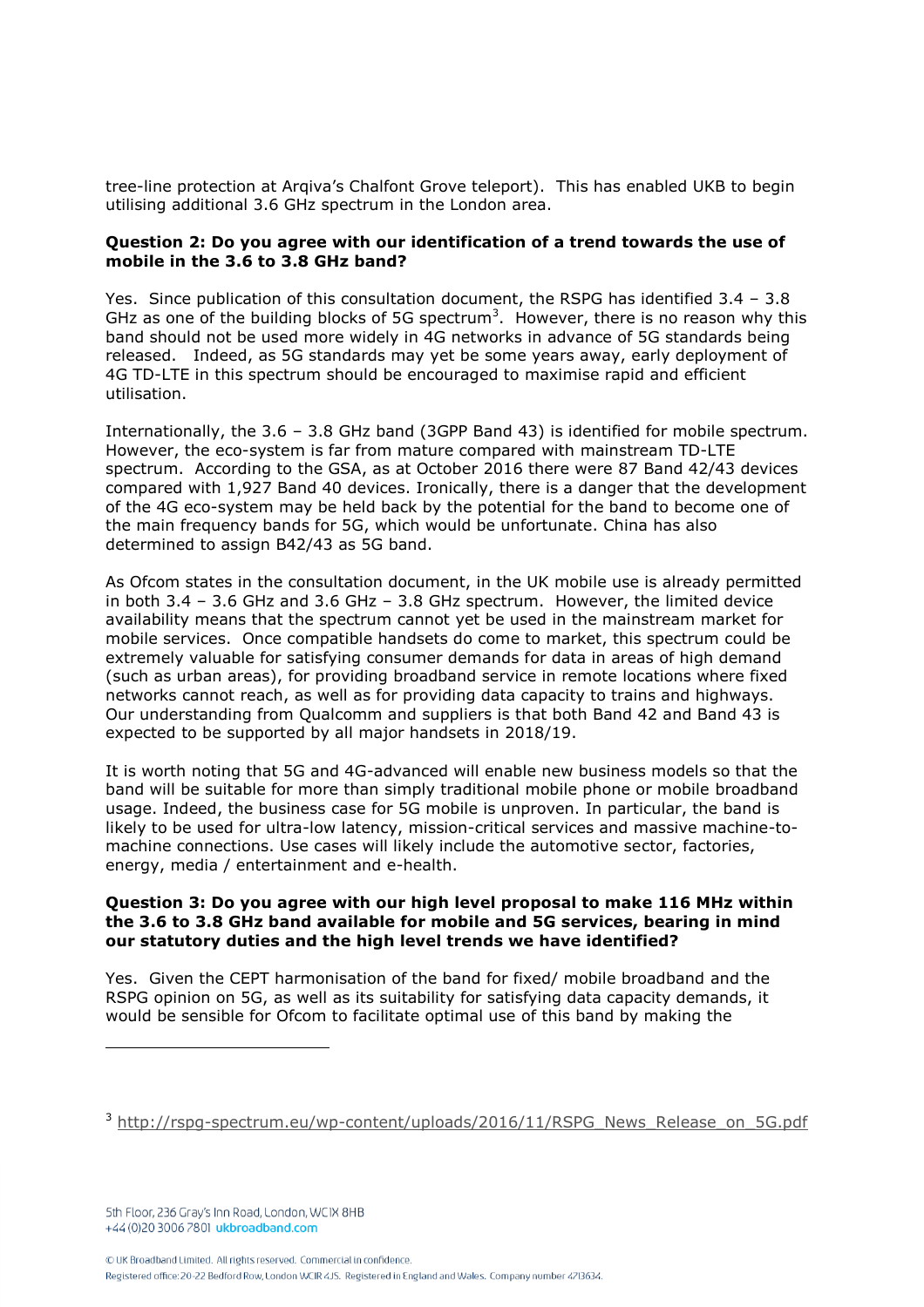tree-line protection at Arqiva's Chalfont Grove teleport). This has enabled UKB to begin utilising additional 3.6 GHz spectrum in the London area.

**Question 2: Do you agree with our identification of a trend towards the use of mobile in the 3.6 to 3.8 GHz band?**

Yes. Since publication of this consultation document, the RSPG has identified 3.4 – 3.8 GHz as one of the building blocks of 5G spectrum[3]. However, there is no reason why this band should not be used more widely in 4G networks in advance of 5G standards being released. Indeed, as 5G standards may yet be some years away, early deployment of 4G TD-LTE in this spectrum should be encouraged to maximise rapid and efficient utilisation.

Internationally, the 3.6 – 3.8 GHz band (3GPP Band 43) is identified for mobile spectrum. However, the eco-system is far from mature compared with mainstream TD-LTE spectrum. According to the GSA, as at October 2016 there were 87 Band 42/43 devices compared with 1,927 Band 40 devices. Ironically, there is a danger that the development of the 4G eco-system may be held back by the potential for the band to become one of the main frequency bands for 5G, which would be unfortunate. China has also determined to assign B42/43 as 5G band.

As Ofcom states in the consultation document, in the UK mobile use is already permitted in both 3.4 – 3.6 GHz and 3.6 GHz – 3.8 GHz spectrum. However, the limited device availability means that the spectrum cannot yet be used in the mainstream market for mobile services. Once compatible handsets do come to market, this spectrum could be extremely valuable for satisfying consumer demands for data in areas of high demand (such as urban areas), for providing broadband service in remote locations where fixed networks cannot reach, as well as for providing data capacity to trains and highways. Our understanding from Qualcomm and suppliers is that both Band 42 and Band 43 is expected to be supported by all major handsets in 2018/19.

It is worth noting that 5G and 4G-advanced will enable new business models so that the band will be suitable for more than simply traditional mobile phone or mobile broadband usage. Indeed, the business case for 5G mobile is unproven. In particular, the band is likely to be used for ultra-low latency, mission-critical services and massive machine-to-machine connections. Use cases will likely include the automotive sector, factories, energy, media / entertainment and e-health.

**Question 3: Do you agree with our high level proposal to make 116 MHz within the 3.6 to 3.8 GHz band available for mobile and 5G services, bearing in mind our statutory duties and the high level trends we have identified?**

Yes. Given the CEPT harmonisation of the band for fixed/ mobile broadband and the RSPG opinion on 5G, as well as its suitability for satisfying data capacity demands, it would be sensible for Ofcom to facilitate optimal use of this band by making the

[3] http://rspg-spectrum.eu/wp-content/uploads/2016/11/RSPG_News_Release_on_5G.pdf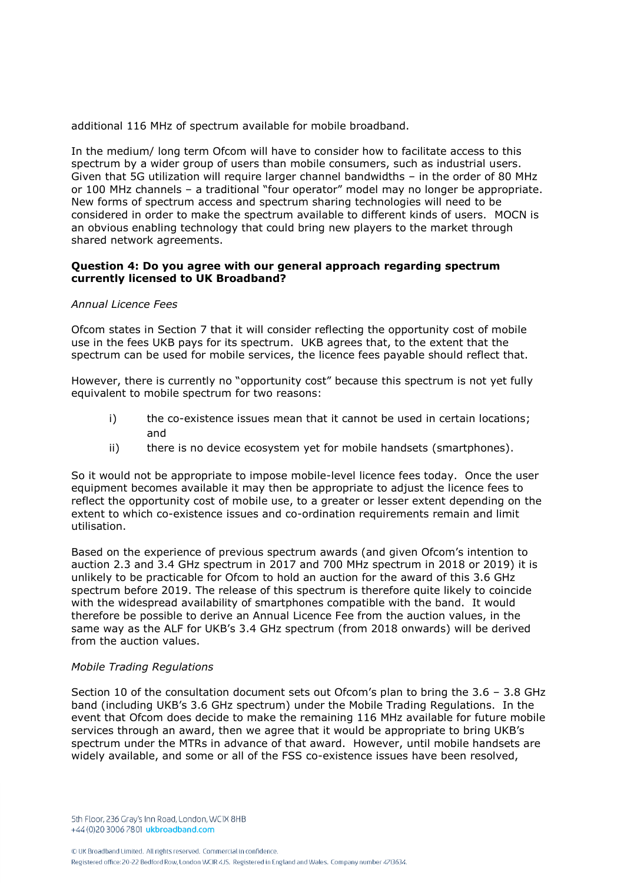additional 116 MHz of spectrum available for mobile broadband.

In the medium/ long term Ofcom will have to consider how to facilitate access to this spectrum by a wider group of users than mobile consumers, such as industrial users. Given that 5G utilization will require larger channel bandwidths – in the order of 80 MHz or 100 MHz channels – a traditional "four operator" model may no longer be appropriate. New forms of spectrum access and spectrum sharing technologies will need to be considered in order to make the spectrum available to different kinds of users. MOCN is an obvious enabling technology that could bring new players to the market through shared network agreements.

**Question 4: Do you agree with our general approach regarding spectrum currently licensed to UK Broadband?**

*Annual Licence Fees*

Ofcom states in Section 7 that it will consider reflecting the opportunity cost of mobile use in the fees UKB pays for its spectrum. UKB agrees that, to the extent that the spectrum can be used for mobile services, the licence fees payable should reflect that.

However, there is currently no "opportunity cost" because this spectrum is not yet fully equivalent to mobile spectrum for two reasons:

i) the co-existence issues mean that it cannot be used in certain locations; and
ii) there is no device ecosystem yet for mobile handsets (smartphones).

So it would not be appropriate to impose mobile-level licence fees today. Once the user equipment becomes available it may then be appropriate to adjust the licence fees to reflect the opportunity cost of mobile use, to a greater or lesser extent depending on the extent to which co-existence issues and co-ordination requirements remain and limit utilisation.

Based on the experience of previous spectrum awards (and given Ofcom's intention to auction 2.3 and 3.4 GHz spectrum in 2017 and 700 MHz spectrum in 2018 or 2019) it is unlikely to be practicable for Ofcom to hold an auction for the award of this 3.6 GHz spectrum before 2019. The release of this spectrum is therefore quite likely to coincide with the widespread availability of smartphones compatible with the band. It would therefore be possible to derive an Annual Licence Fee from the auction values, in the same way as the ALF for UKB's 3.4 GHz spectrum (from 2018 onwards) will be derived from the auction values.

*Mobile Trading Regulations*

Section 10 of the consultation document sets out Ofcom's plan to bring the 3.6 – 3.8 GHz band (including UKB's 3.6 GHz spectrum) under the Mobile Trading Regulations. In the event that Ofcom does decide to make the remaining 116 MHz available for future mobile services through an award, then we agree that it would be appropriate to bring UKB's spectrum under the MTRs in advance of that award. However, until mobile handsets are widely available, and some or all of the FSS co-existence issues have been resolved,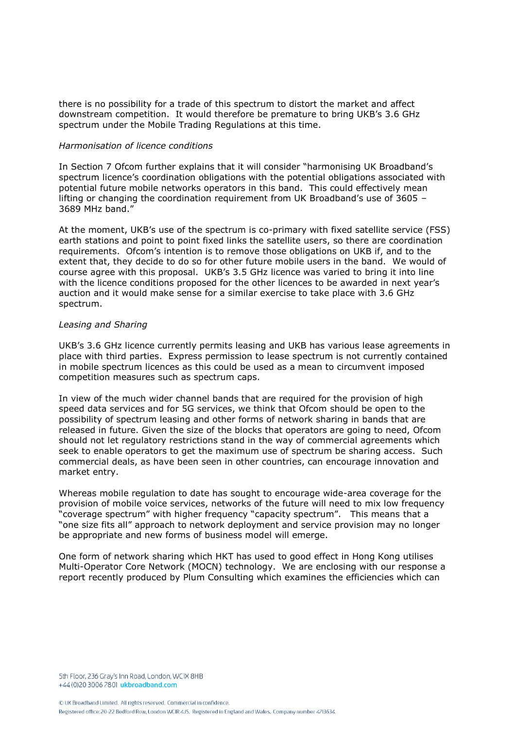there is no possibility for a trade of this spectrum to distort the market and affect downstream competition. It would therefore be premature to bring UKB's 3.6 GHz spectrum under the Mobile Trading Regulations at this time.

*Harmonisation of licence conditions*

In Section 7 Ofcom further explains that it will consider "harmonising UK Broadband's spectrum licence's coordination obligations with the potential obligations associated with potential future mobile networks operators in this band. This could effectively mean lifting or changing the coordination requirement from UK Broadband's use of 3605 – 3689 MHz band."

At the moment, UKB's use of the spectrum is co-primary with fixed satellite service (FSS) earth stations and point to point fixed links the satellite users, so there are coordination requirements. Ofcom's intention is to remove those obligations on UKB if, and to the extent that, they decide to do so for other future mobile users in the band. We would of course agree with this proposal. UKB's 3.5 GHz licence was varied to bring it into line with the licence conditions proposed for the other licences to be awarded in next year's auction and it would make sense for a similar exercise to take place with 3.6 GHz spectrum.

*Leasing and Sharing*

UKB's 3.6 GHz licence currently permits leasing and UKB has various lease agreements in place with third parties. Express permission to lease spectrum is not currently contained in mobile spectrum licences as this could be used as a mean to circumvent imposed competition measures such as spectrum caps.

In view of the much wider channel bands that are required for the provision of high speed data services and for 5G services, we think that Ofcom should be open to the possibility of spectrum leasing and other forms of network sharing in bands that are released in future. Given the size of the blocks that operators are going to need, Ofcom should not let regulatory restrictions stand in the way of commercial agreements which seek to enable operators to get the maximum use of spectrum be sharing access. Such commercial deals, as have been seen in other countries, can encourage innovation and market entry.

Whereas mobile regulation to date has sought to encourage wide-area coverage for the provision of mobile voice services, networks of the future will need to mix low frequency "coverage spectrum" with higher frequency "capacity spectrum". This means that a "one size fits all" approach to network deployment and service provision may no longer be appropriate and new forms of business model will emerge.

One form of network sharing which HKT has used to good effect in Hong Kong utilises Multi-Operator Core Network (MOCN) technology. We are enclosing with our response a report recently produced by Plum Consulting which examines the efficiencies which can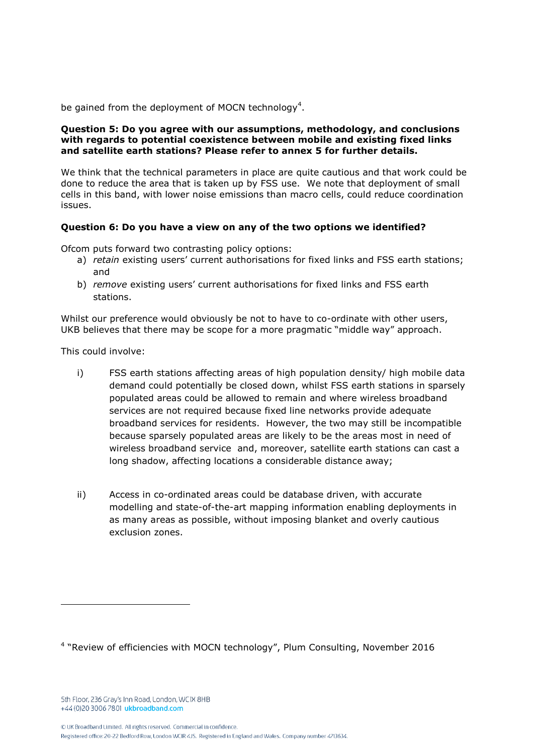be gained from the deployment of MOCN technology[4].

**Question 5: Do you agree with our assumptions, methodology, and conclusions with regards to potential coexistence between mobile and existing fixed links and satellite earth stations? Please refer to annex 5 for further details.**

We think that the technical parameters in place are quite cautious and that work could be done to reduce the area that is taken up by FSS use. We note that deployment of small cells in this band, with lower noise emissions than macro cells, could reduce coordination issues.

**Question 6: Do you have a view on any of the two options we identified?**

Ofcom puts forward two contrasting policy options:

a) *retain* existing users' current authorisations for fixed links and FSS earth stations; and
b) *remove* existing users' current authorisations for fixed links and FSS earth stations.

Whilst our preference would obviously be not to have to co-ordinate with other users, UKB believes that there may be scope for a more pragmatic "middle way" approach.

This could involve:

i) FSS earth stations affecting areas of high population density/ high mobile data demand could potentially be closed down, whilst FSS earth stations in sparsely populated areas could be allowed to remain and where wireless broadband services are not required because fixed line networks provide adequate broadband services for residents. However, the two may still be incompatible because sparsely populated areas are likely to be the areas most in need of wireless broadband service and, moreover, satellite earth stations can cast a long shadow, affecting locations a considerable distance away;

ii) Access in co-ordinated areas could be database driven, with accurate modelling and state-of-the-art mapping information enabling deployments in as many areas as possible, without imposing blanket and overly cautious exclusion zones.

[4] "Review of efficiencies with MOCN technology", Plum Consulting, November 2016